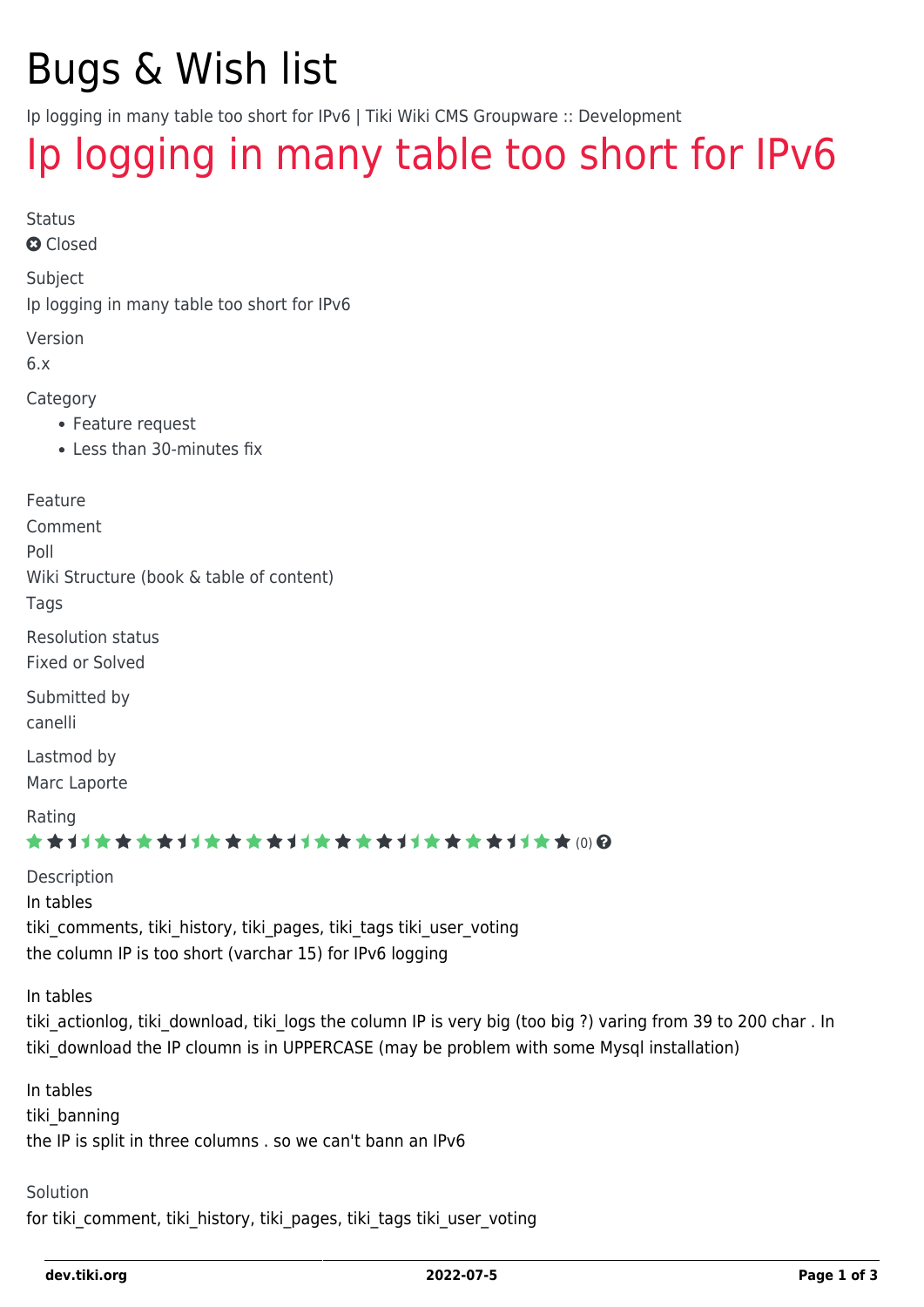# Bugs & Wish list

Ip logging in many table too short for IPv6 | Tiki Wiki CMS Groupware :: Development

## Ip logging in many table too short for IPv6

Status

Closed

Subject

Ip logging in many table too short for IPv6

Version

6.x

Category

- Feature request
- Less than 30-minutes fix

Feature

Comment

Poll

Wiki Structure (book & table of content)

Tags

Resolution status

Fixed or Solved

Submitted by

canelli

Lastmod by

Marc Laporte

Rating

(0)

Description

In tables

tiki_comments, tiki_history, tiki_pages, tiki_tags tiki_user_voting

the column IP is too short (varchar 15) for IPv6 logging

In tables

tiki_actionlog, tiki_download, tiki_logs the column IP is very big (too big ?) varing from 39 to 200 char . In tiki_download the IP cloumn is in UPPERCASE (may be problem with some Mysql installation)

In tables

tiki_banning

the IP is split in three columns . so we can't bann an IPv6

Solution

for tiki_comment, tiki_history, tiki_pages, tiki_tags tiki_user_voting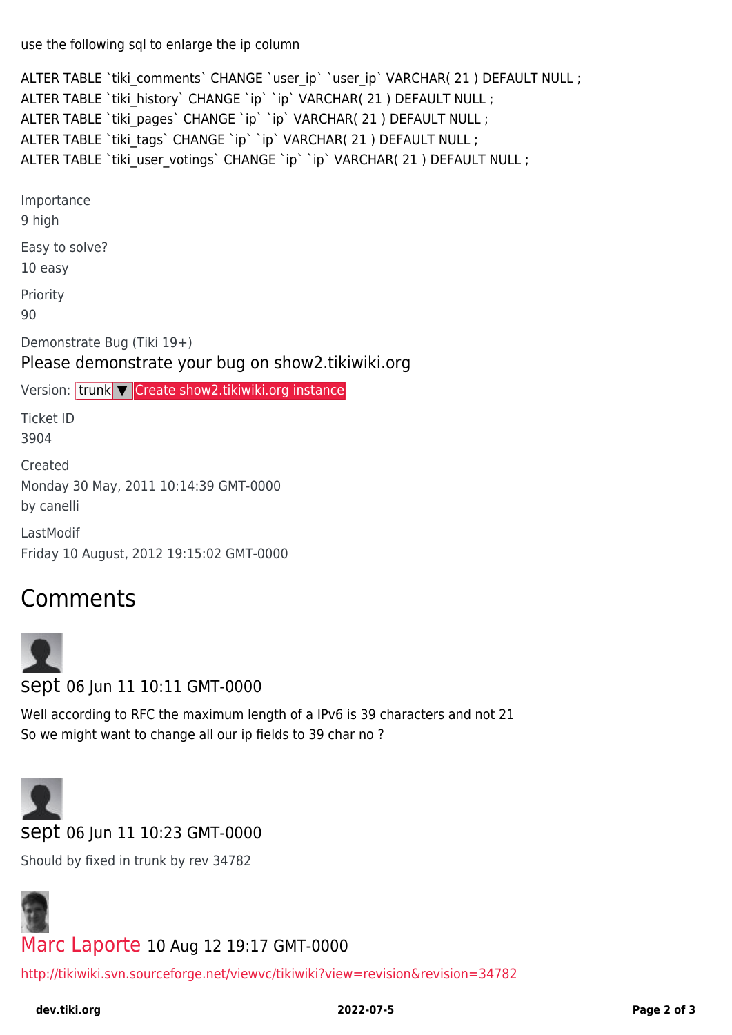use the following sql to enlarge the ip column

```
ALTER TABLE `tiki_comments` CHANGE `user_ip` `user_ip` VARCHAR( 21 ) DEFAULT NULL ;
ALTER TABLE `tiki_history` CHANGE `ip` `ip` VARCHAR( 21 ) DEFAULT NULL ;
ALTER TABLE `tiki_pages` CHANGE `ip` `ip` VARCHAR( 21 ) DEFAULT NULL ;
ALTER TABLE `tiki_tags` CHANGE `ip` `ip` VARCHAR( 21 ) DEFAULT NULL ;
ALTER TABLE `tiki_user_votings` CHANGE `ip` `ip` VARCHAR( 21 ) DEFAULT NULL ;
```

Importance
9 high

Easy to solve?
10 easy

Priority
90

Demonstrate Bug (Tiki 19+)

Please demonstrate your bug on show2.tikiwiki.org

Version: trunk ▼ Create show2.tikiwiki.org instance

Ticket ID
3904

Created
Monday 30 May, 2011 10:14:39 GMT-0000
by canelli

LastModif
Friday 10 August, 2012 19:15:02 GMT-0000

## Comments

sept 06 Jun 11 10:11 GMT-0000

Well according to RFC the maximum length of a IPv6 is 39 characters and not 21
So we might want to change all our ip fields to 39 char no ?

sept 06 Jun 11 10:23 GMT-0000

Should by fixed in trunk by rev 34782

Marc Laporte 10 Aug 12 19:17 GMT-0000

http://tikiwiki.svn.sourceforge.net/viewvc/tikiwiki?view=revision&revision=34782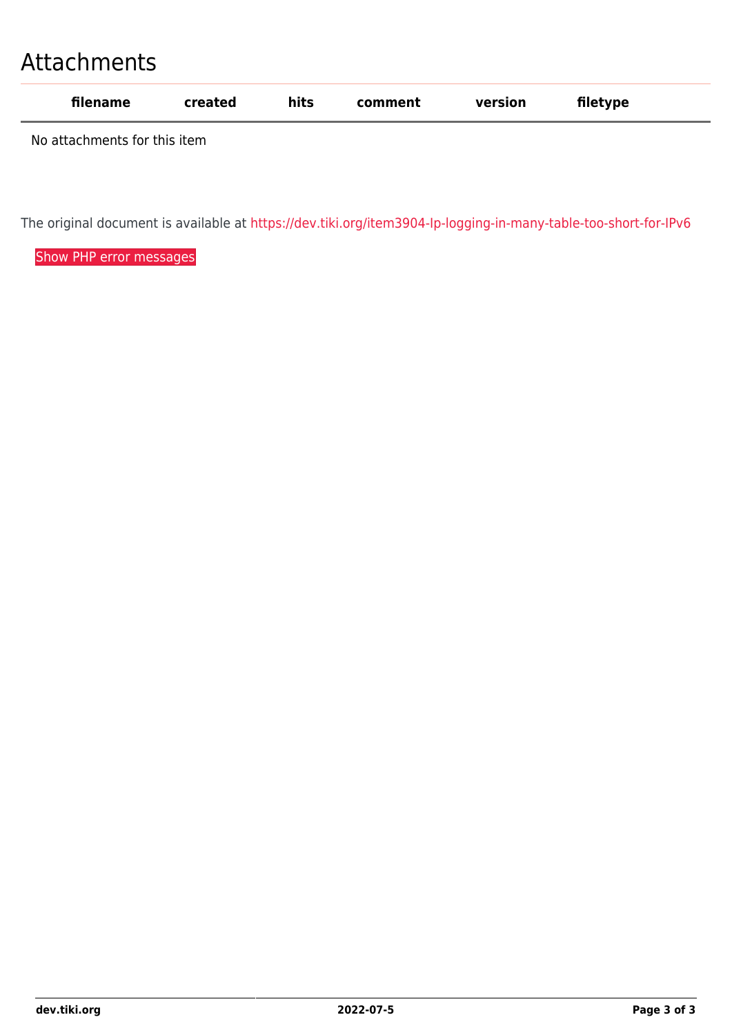# Attachments

| filename | created | hits | comment | version | filetype |
| --- | --- | --- | --- | --- | --- |

No attachments for this item

The original document is available at https://dev.tiki.org/item3904-Ip-logging-in-many-table-too-short-for-IPv6

Show PHP error messages